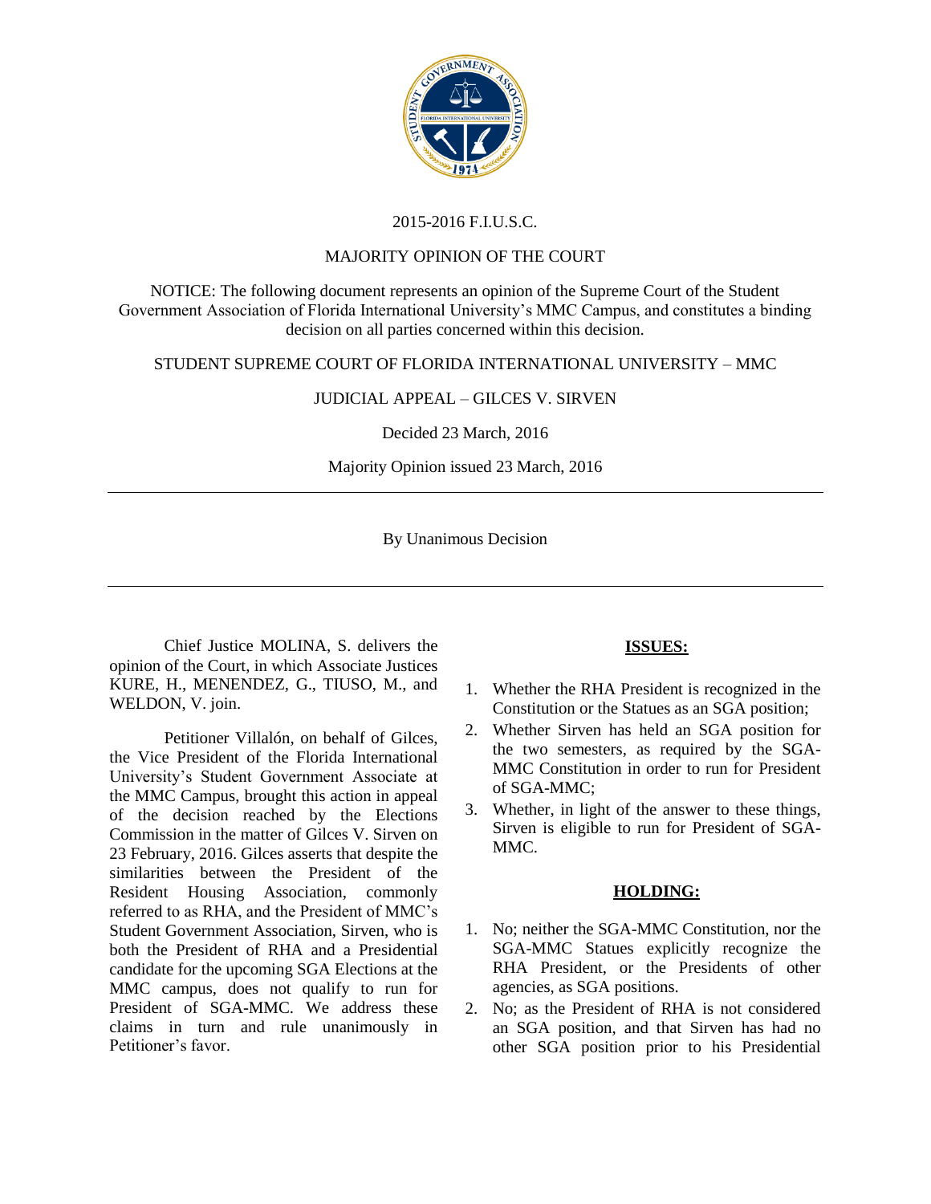2015-2016 F.I.U.S.C.

MAJORITY OPINION OF THE COURT

NOTICE: The following document represents an opinion of the Supreme Court of the Student Government Association of Florida International University's MMC Campus, and constitutes a binding decision on all parties concerned within this decision.

STUDENT SUPREME COURT OF FLORIDA INTERNATIONAL UNIVERSITY – MMC

JUDICIAL APPEAL – GILCES V. SIRVEN

Decided 23 March, 2016

Majority Opinion issued 23 March, 2016

---

By Unanimous Decision

---

Chief Justice MOLINA, S. delivers the opinion of the Court, in which Associate Justices KURE, H., MENENDEZ, G., TIUSO, M., and WELDON, V. join.

Petitioner Villalón, on behalf of Gilces, the Vice President of the Florida International University's Student Government Associate at the MMC Campus, brought this action in appeal of the decision reached by the Elections Commission in the matter of Gilces V. Sirven on 23 February, 2016. Gilces asserts that despite the similarities between the President of the Resident Housing Association, commonly referred to as RHA, and the President of MMC's Student Government Association, Sirven, who is both the President of RHA and a Presidential candidate for the upcoming SGA Elections at the MMC campus, does not qualify to run for President of SGA-MMC. We address these claims in turn and rule unanimously in Petitioner's favor.

**ISSUES:**

1. Whether the RHA President is recognized in the Constitution or the Statues as an SGA position;
2. Whether Sirven has held an SGA position for the two semesters, as required by the SGA-MMC Constitution in order to run for President of SGA-MMC;
3. Whether, in light of the answer to these things, Sirven is eligible to run for President of SGA-MMC.

**HOLDING:**

1. No; neither the SGA-MMC Constitution, nor the SGA-MMC Statues explicitly recognize the RHA President, or the Presidents of other agencies, as SGA positions.
2. No; as the President of RHA is not considered an SGA position, and that Sirven has had no other SGA position prior to his Presidential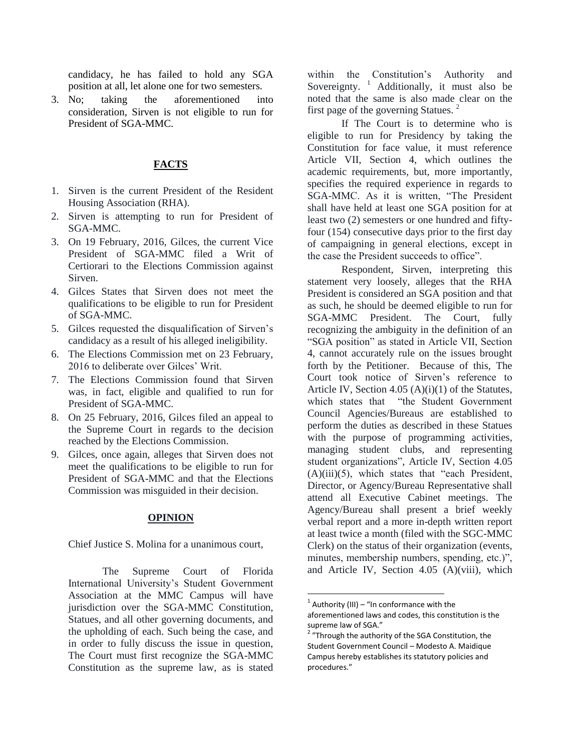candidacy, he has failed to hold any SGA position at all, let alone one for two semesters.

3. No; taking the aforementioned into consideration, Sirven is not eligible to run for President of SGA-MMC.

## FACTS

1. Sirven is the current President of the Resident Housing Association (RHA).
2. Sirven is attempting to run for President of SGA-MMC.
3. On 19 February, 2016, Gilces, the current Vice President of SGA-MMC filed a Writ of Certiorari to the Elections Commission against Sirven.
4. Gilces States that Sirven does not meet the qualifications to be eligible to run for President of SGA-MMC.
5. Gilces requested the disqualification of Sirven's candidacy as a result of his alleged ineligibility.
6. The Elections Commission met on 23 February, 2016 to deliberate over Gilces' Writ.
7. The Elections Commission found that Sirven was, in fact, eligible and qualified to run for President of SGA-MMC.
8. On 25 February, 2016, Gilces filed an appeal to the Supreme Court in regards to the decision reached by the Elections Commission.
9. Gilces, once again, alleges that Sirven does not meet the qualifications to be eligible to run for President of SGA-MMC and that the Elections Commission was misguided in their decision.

## OPINION

Chief Justice S. Molina for a unanimous court,

The Supreme Court of Florida International University's Student Government Association at the MMC Campus will have jurisdiction over the SGA-MMC Constitution, Statues, and all other governing documents, and the upholding of each. Such being the case, and in order to fully discuss the issue in question, The Court must first recognize the SGA-MMC Constitution as the supreme law, as is stated within the Constitution's Authority and Sovereignty. [1] Additionally, it must also be noted that the same is also made clear on the first page of the governing Statues. [2]

If The Court is to determine who is eligible to run for Presidency by taking the Constitution for face value, it must reference Article VII, Section 4, which outlines the academic requirements, but, more importantly, specifies the required experience in regards to SGA-MMC. As it is written, "The President shall have held at least one SGA position for at least two (2) semesters or one hundred and fifty-four (154) consecutive days prior to the first day of campaigning in general elections, except in the case the President succeeds to office".

Respondent, Sirven, interpreting this statement very loosely, alleges that the RHA President is considered an SGA position and that as such, he should be deemed eligible to run for SGA-MMC President. The Court, fully recognizing the ambiguity in the definition of an "SGA position" as stated in Article VII, Section 4, cannot accurately rule on the issues brought forth by the Petitioner. Because of this, The Court took notice of Sirven's reference to Article IV, Section 4.05 (A)(i)(1) of the Statutes, which states that "the Student Government Council Agencies/Bureaus are established to perform the duties as described in these Statues with the purpose of programming activities, managing student clubs, and representing student organizations", Article IV, Section 4.05 (A)(iii)(5), which states that "each President, Director, or Agency/Bureau Representative shall attend all Executive Cabinet meetings. The Agency/Bureau shall present a brief weekly verbal report and a more in-depth written report at least twice a month (filed with the SGC-MMC Clerk) on the status of their organization (events, minutes, membership numbers, spending, etc.)", and Article IV, Section 4.05 (A)(viii), which

---

[1] Authority (III) – "In conformance with the aforementioned laws and codes, this constitution is the supreme law of SGA."

[2] "Through the authority of the SGA Constitution, the Student Government Council – Modesto A. Maidique Campus hereby establishes its statutory policies and procedures."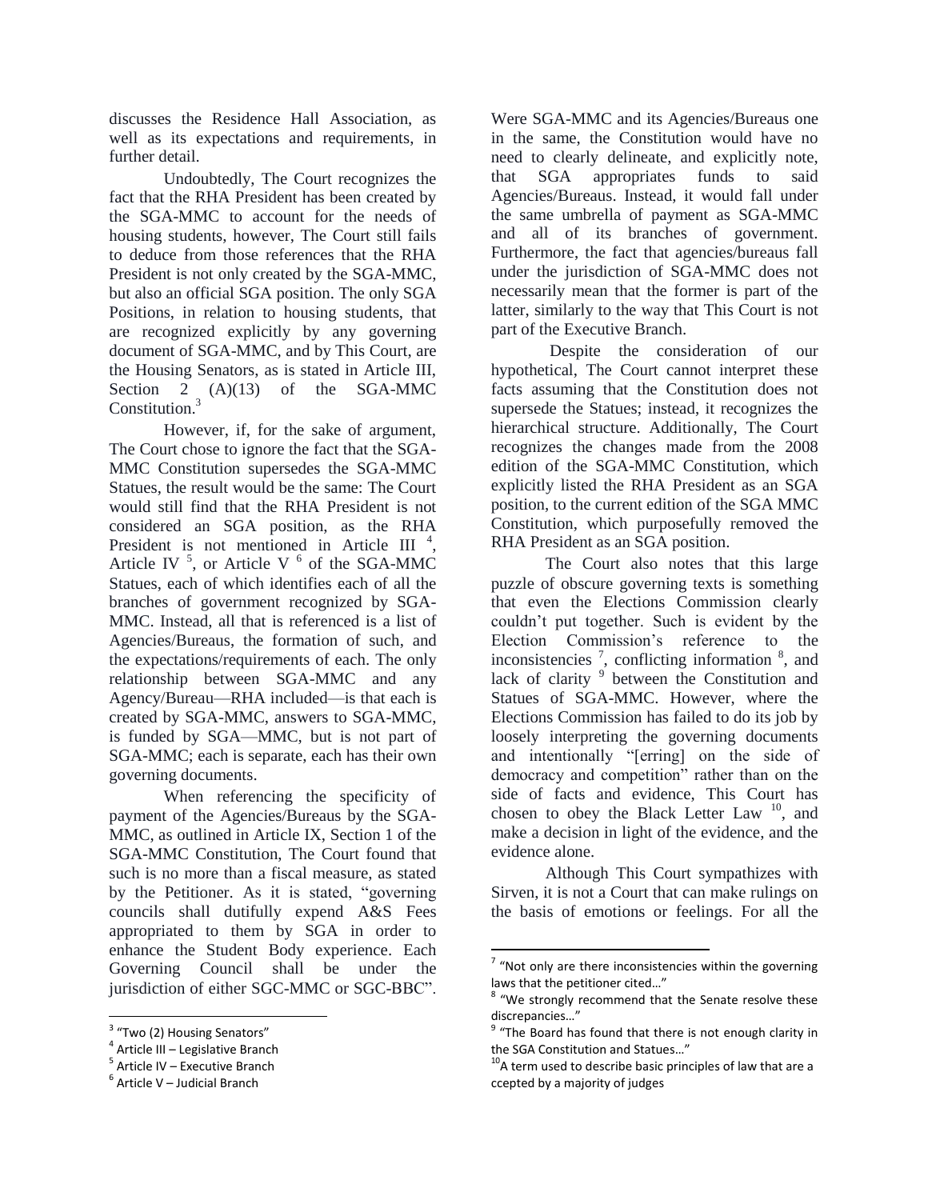discusses the Residence Hall Association, as well as its expectations and requirements, in further detail.

Undoubtedly, The Court recognizes the fact that the RHA President has been created by the SGA-MMC to account for the needs of housing students, however, The Court still fails to deduce from those references that the RHA President is not only created by the SGA-MMC, but also an official SGA position. The only SGA Positions, in relation to housing students, that are recognized explicitly by any governing document of SGA-MMC, and by This Court, are the Housing Senators, as is stated in Article III, Section 2 (A)(13) of the SGA-MMC Constitution.[3]

However, if, for the sake of argument, The Court chose to ignore the fact that the SGA-MMC Constitution supersedes the SGA-MMC Statues, the result would be the same: The Court would still find that the RHA President is not considered an SGA position, as the RHA President is not mentioned in Article III [4], Article IV [5], or Article V [6] of the SGA-MMC Statues, each of which identifies each of all the branches of government recognized by SGA-MMC. Instead, all that is referenced is a list of Agencies/Bureaus, the formation of such, and the expectations/requirements of each. The only relationship between SGA-MMC and any Agency/Bureau—RHA included—is that each is created by SGA-MMC, answers to SGA-MMC, is funded by SGA—MMC, but is not part of SGA-MMC; each is separate, each has their own governing documents.

When referencing the specificity of payment of the Agencies/Bureaus by the SGA-MMC, as outlined in Article IX, Section 1 of the SGA-MMC Constitution, The Court found that such is no more than a fiscal measure, as stated by the Petitioner. As it is stated, "governing councils shall dutifully expend A&S Fees appropriated to them by SGA in order to enhance the Student Body experience. Each Governing Council shall be under the jurisdiction of either SGC-MMC or SGC-BBC". Were SGA-MMC and its Agencies/Bureaus one in the same, the Constitution would have no need to clearly delineate, and explicitly note, that SGA appropriates funds to said Agencies/Bureaus. Instead, it would fall under the same umbrella of payment as SGA-MMC and all of its branches of government. Furthermore, the fact that agencies/bureaus fall under the jurisdiction of SGA-MMC does not necessarily mean that the former is part of the latter, similarly to the way that This Court is not part of the Executive Branch.

Despite the consideration of our hypothetical, The Court cannot interpret these facts assuming that the Constitution does not supersede the Statues; instead, it recognizes the hierarchical structure. Additionally, The Court recognizes the changes made from the 2008 edition of the SGA-MMC Constitution, which explicitly listed the RHA President as an SGA position, to the current edition of the SGA MMC Constitution, which purposefully removed the RHA President as an SGA position.

The Court also notes that this large puzzle of obscure governing texts is something that even the Elections Commission clearly couldn't put together. Such is evident by the Election Commission's reference to the inconsistencies [7], conflicting information [8], and lack of clarity [9] between the Constitution and Statues of SGA-MMC. However, where the Elections Commission has failed to do its job by loosely interpreting the governing documents and intentionally "[erring] on the side of democracy and competition" rather than on the side of facts and evidence, This Court has chosen to obey the Black Letter Law [10], and make a decision in light of the evidence, and the evidence alone.

Although This Court sympathizes with Sirven, it is not a Court that can make rulings on the basis of emotions or feelings. For all the

---

[3] "Two (2) Housing Senators"

[4] Article III – Legislative Branch

[5] Article IV – Executive Branch

[6] Article V – Judicial Branch

[7] "Not only are there inconsistencies within the governing laws that the petitioner cited…"

[8] "We strongly recommend that the Senate resolve these discrepancies…"

[9] "The Board has found that there is not enough clarity in the SGA Constitution and Statues…"

[10] A term used to describe basic principles of law that are a ccepted by a majority of judges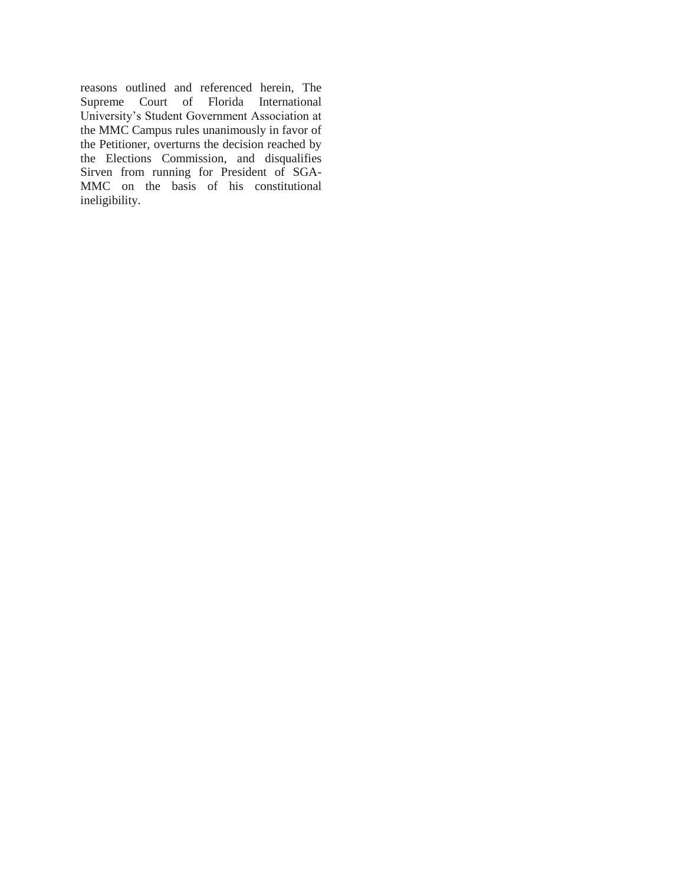reasons outlined and referenced herein, The Supreme Court of Florida International University's Student Government Association at the MMC Campus rules unanimously in favor of the Petitioner, overturns the decision reached by the Elections Commission, and disqualifies Sirven from running for President of SGA-MMC on the basis of his constitutional ineligibility.